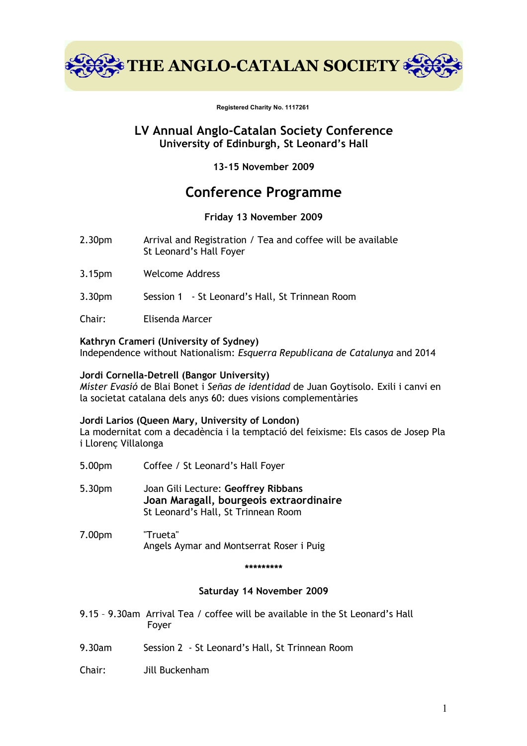# THE ANGLO-CATALAN SOCIETY

**Registered Charity No. 1117261**

## LV Annual Anglo-Catalan Society Conference
### University of Edinburgh, St Leonard's Hall

**13-15 November 2009**

## Conference Programme

### Friday 13 November 2009

2.30pm Arrival and Registration / Tea and coffee will be available
St Leonard's Hall Foyer

3.15pm Welcome Address

3.30pm Session 1 - St Leonard's Hall, St Trinnean Room

Chair: Elisenda Marcer

**Kathryn Crameri (University of Sydney)**
Independence without Nationalism: *Esquerra Republicana de Catalunya* and 2014

**Jordi Cornella-Detrell (Bangor University)**
*Míster Evasió* de Blai Bonet i *Señas de identidad* de Juan Goytisolo. Exili i canvi en la societat catalana dels anys 60: dues visions complementàries

**Jordi Larios (Queen Mary, University of London)**
La modernitat com a decadència i la temptació del feixisme: Els casos de Josep Pla i Llorenç Villalonga

5.00pm Coffee / St Leonard's Hall Foyer

5.30pm Joan Gili Lecture: **Geoffrey Ribbans**
**Joan Maragall, bourgeois extraordinaire**
St Leonard's Hall, St Trinnean Room

7.00pm "Trueta"
Angels Aymar and Montserrat Roser i Puig

*********

### Saturday 14 November 2009

9.15 – 9.30am Arrival Tea / coffee will be available in the St Leonard's Hall Foyer

9.30am Session 2 - St Leonard's Hall, St Trinnean Room

Chair: Jill Buckenham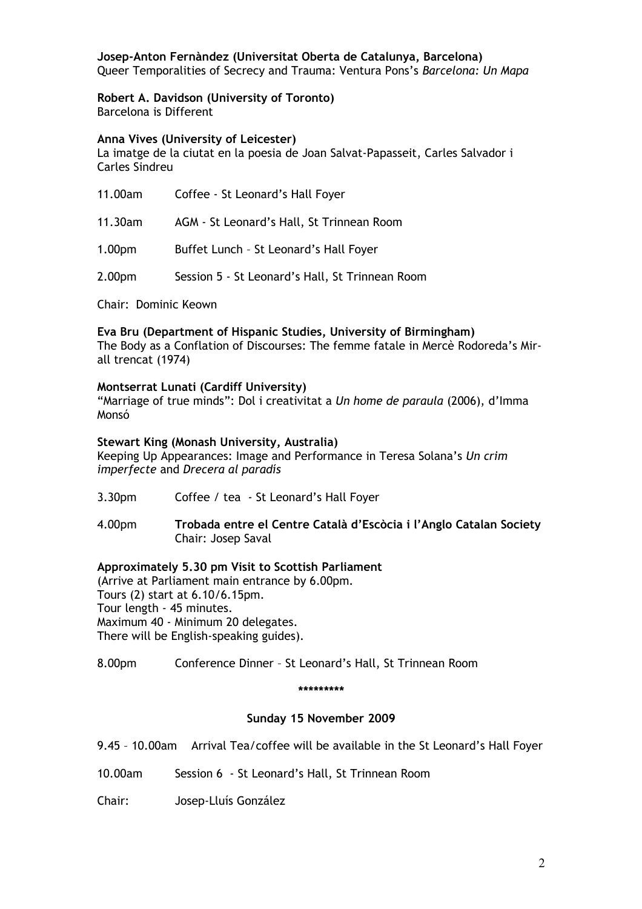**Josep-Anton Fernàndez (Universitat Oberta de Catalunya, Barcelona)**
Queer Temporalities of Secrecy and Trauma: Ventura Pons's *Barcelona: Un Mapa*

**Robert A. Davidson (University of Toronto)**
Barcelona is Different

**Anna Vives (University of Leicester)**
La imatge de la ciutat en la poesia de Joan Salvat-Papasseit, Carles Salvador i Carles Sindreu

11.00am Coffee - St Leonard's Hall Foyer

11.30am AGM - St Leonard's Hall, St Trinnean Room

1.00pm Buffet Lunch – St Leonard's Hall Foyer

2.00pm Session 5 - St Leonard's Hall, St Trinnean Room

Chair: Dominic Keown

**Eva Bru (Department of Hispanic Studies, University of Birmingham)**
The Body as a Conflation of Discourses: The femme fatale in Mercè Rodoreda's Mirall trencat (1974)

**Montserrat Lunati (Cardiff University)**
"Marriage of true minds": Dol i creativitat a *Un home de paraula* (2006), d'Imma Monsó

**Stewart King (Monash University, Australia)**
Keeping Up Appearances: Image and Performance in Teresa Solana's *Un crim imperfecte* and *Drecera al paradís*

3.30pm Coffee / tea - St Leonard's Hall Foyer

4.00pm **Trobada entre el Centre Català d'Escòcia i l'Anglo Catalan Society**
Chair: Josep Saval

**Approximately 5.30 pm Visit to Scottish Parliament**
(Arrive at Parliament main entrance by 6.00pm.
Tours (2) start at 6.10/6.15pm.
Tour length - 45 minutes.
Maximum 40 - Minimum 20 delegates.
There will be English-speaking guides).

8.00pm Conference Dinner – St Leonard's Hall, St Trinnean Room

\*\*\*\*\*\*\*\*\*

**Sunday 15 November 2009**

9.45 – 10.00am Arrival Tea/coffee will be available in the St Leonard's Hall Foyer

10.00am Session 6 - St Leonard's Hall, St Trinnean Room

Chair: Josep-Lluís González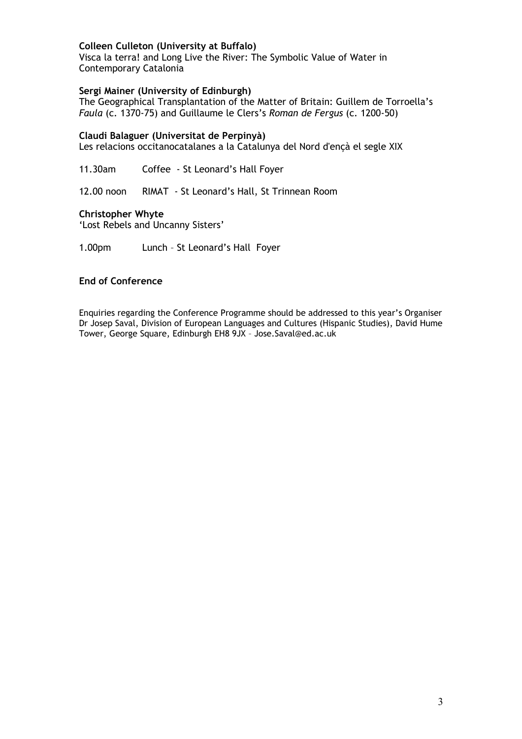**Colleen Culleton (University at Buffalo)**
Visca la terra! and Long Live the River: The Symbolic Value of Water in Contemporary Catalonia

**Sergi Mainer (University of Edinburgh)**
The Geographical Transplantation of the Matter of Britain: Guillem de Torroella's *Faula* (c. 1370-75) and Guillaume le Clers's *Roman de Fergus* (c. 1200-50)

**Claudi Balaguer (Universitat de Perpinyà)**
Les relacions occitanocatalanes a la Catalunya del Nord d'ençà el segle XIX

11.30am Coffee - St Leonard's Hall Foyer

12.00 noon RIMAT - St Leonard's Hall, St Trinnean Room

**Christopher Whyte**
'Lost Rebels and Uncanny Sisters'

1.00pm Lunch – St Leonard's Hall Foyer

**End of Conference**

Enquiries regarding the Conference Programme should be addressed to this year's Organiser Dr Josep Saval, Division of European Languages and Cultures (Hispanic Studies), David Hume Tower, George Square, Edinburgh EH8 9JX – Jose.Saval@ed.ac.uk